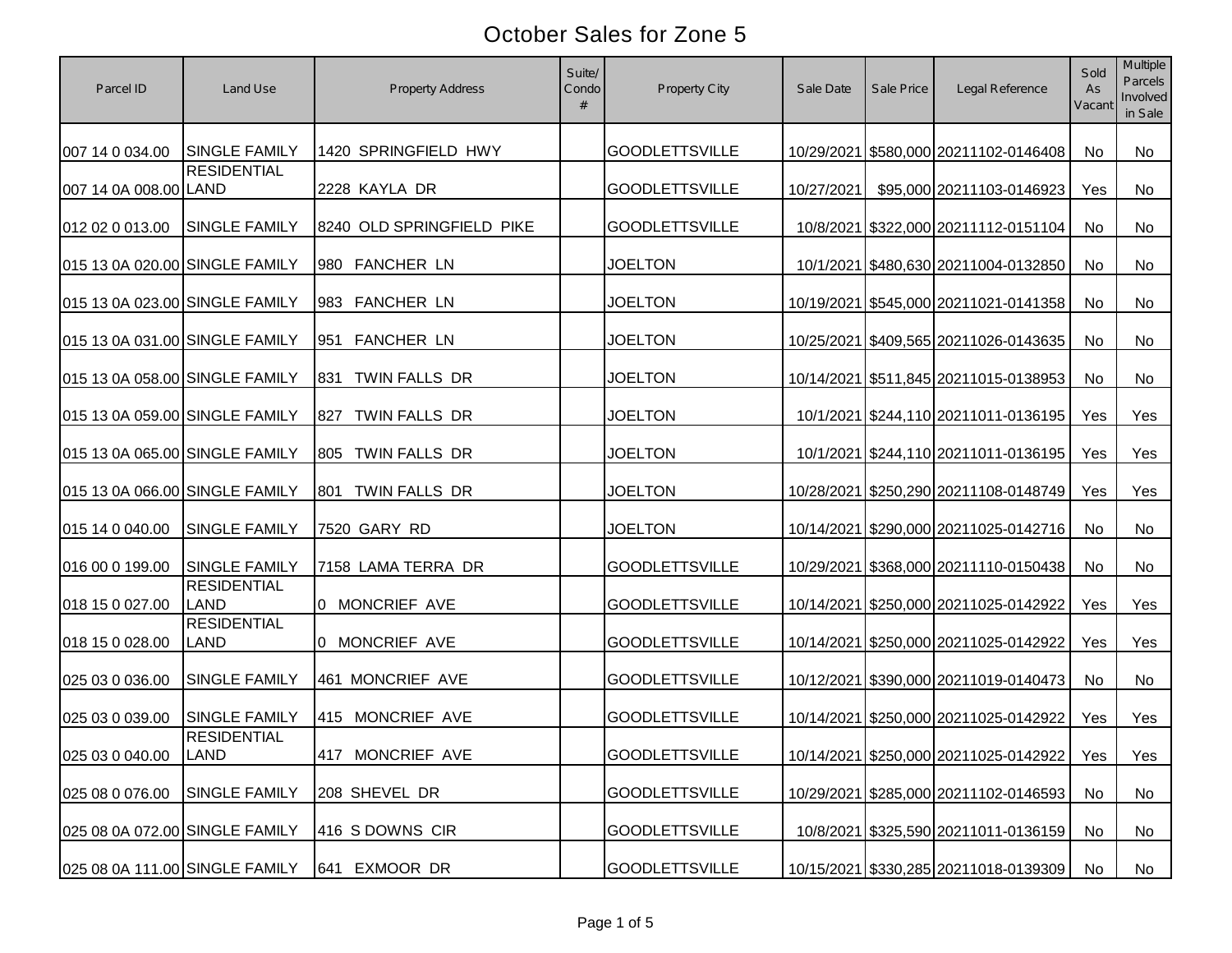# October Sales for Zone 5

| Parcel ID | Land Use | Property Address | Suite/ Condo # | Property City | Sale Date | Sale Price | Legal Reference | Sold As Vacant | Multiple Parcels Involved in Sale |
|---|---|---|---|---|---|---|---|---|---|
| 007 14 0 034.00 | SINGLE FAMILY | 1420 SPRINGFIELD HWY | | GOODLETTSVILLE | 10/29/2021 | $580,000 | 20211102-0146408 | No | No |
| 007 14 0A 008.00 | RESIDENTIAL LAND | 2228 KAYLA DR | | GOODLETTSVILLE | 10/27/2021 | $95,000 | 20211103-0146923 | Yes | No |
| 012 02 0 013.00 | SINGLE FAMILY | 8240 OLD SPRINGFIELD PIKE | | GOODLETTSVILLE | 10/8/2021 | $322,000 | 20211112-0151104 | No | No |
| 015 13 0A 020.00 | SINGLE FAMILY | 980 FANCHER LN | | JOELTON | 10/1/2021 | $480,630 | 20211004-0132850 | No | No |
| 015 13 0A 023.00 | SINGLE FAMILY | 983 FANCHER LN | | JOELTON | 10/19/2021 | $545,000 | 20211021-0141358 | No | No |
| 015 13 0A 031.00 | SINGLE FAMILY | 951 FANCHER LN | | JOELTON | 10/25/2021 | $409,565 | 20211026-0143635 | No | No |
| 015 13 0A 058.00 | SINGLE FAMILY | 831 TWIN FALLS DR | | JOELTON | 10/14/2021 | $511,845 | 20211015-0138953 | No | No |
| 015 13 0A 059.00 | SINGLE FAMILY | 827 TWIN FALLS DR | | JOELTON | 10/1/2021 | $244,110 | 20211011-0136195 | Yes | Yes |
| 015 13 0A 065.00 | SINGLE FAMILY | 805 TWIN FALLS DR | | JOELTON | 10/1/2021 | $244,110 | 20211011-0136195 | Yes | Yes |
| 015 13 0A 066.00 | SINGLE FAMILY | 801 TWIN FALLS DR | | JOELTON | 10/28/2021 | $250,290 | 20211108-0148749 | Yes | Yes |
| 015 14 0 040.00 | SINGLE FAMILY | 7520 GARY RD | | JOELTON | 10/14/2021 | $290,000 | 20211025-0142716 | No | No |
| 016 00 0 199.00 | SINGLE FAMILY | 7158 LAMA TERRA DR | | GOODLETTSVILLE | 10/29/2021 | $368,000 | 20211110-0150438 | No | No |
| 018 15 0 027.00 | RESIDENTIAL LAND | 0 MONCRIEF AVE | | GOODLETTSVILLE | 10/14/2021 | $250,000 | 20211025-0142922 | Yes | Yes |
| 018 15 0 028.00 | RESIDENTIAL LAND | 0 MONCRIEF AVE | | GOODLETTSVILLE | 10/14/2021 | $250,000 | 20211025-0142922 | Yes | Yes |
| 025 03 0 036.00 | SINGLE FAMILY | 461 MONCRIEF AVE | | GOODLETTSVILLE | 10/12/2021 | $390,000 | 20211019-0140473 | No | No |
| 025 03 0 039.00 | SINGLE FAMILY | 415 MONCRIEF AVE | | GOODLETTSVILLE | 10/14/2021 | $250,000 | 20211025-0142922 | Yes | Yes |
| 025 03 0 040.00 | RESIDENTIAL LAND | 417 MONCRIEF AVE | | GOODLETTSVILLE | 10/14/2021 | $250,000 | 20211025-0142922 | Yes | Yes |
| 025 08 0 076.00 | SINGLE FAMILY | 208 SHEVEL DR | | GOODLETTSVILLE | 10/29/2021 | $285,000 | 20211102-0146593 | No | No |
| 025 08 0A 072.00 | SINGLE FAMILY | 416 S DOWNS CIR | | GOODLETTSVILLE | 10/8/2021 | $325,590 | 20211011-0136159 | No | No |
| 025 08 0A 111.00 | SINGLE FAMILY | 641 EXMOOR DR | | GOODLETTSVILLE | 10/15/2021 | $330,285 | 20211018-0139309 | No | No |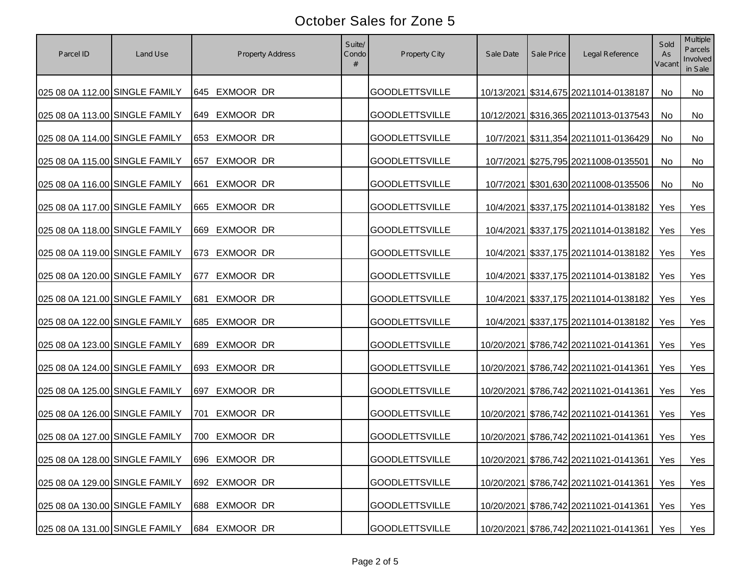# October Sales for Zone 5

| Parcel ID | Land Use | Property Address | Suite/ Condo # | Property City | Sale Date | Sale Price | Legal Reference | Sold As Vacant | Multiple Parcels Involved in Sale |
|---|---|---|---|---|---|---|---|---|---|
| 025 08 0A 112.00 | SINGLE FAMILY | 645 EXMOOR DR | | GOODLETTSVILLE | 10/13/2021 | $314,675 | 20211014-0138187 | No | No |
| 025 08 0A 113.00 | SINGLE FAMILY | 649 EXMOOR DR | | GOODLETTSVILLE | 10/12/2021 | $316,365 | 20211013-0137543 | No | No |
| 025 08 0A 114.00 | SINGLE FAMILY | 653 EXMOOR DR | | GOODLETTSVILLE | 10/7/2021 | $311,354 | 20211011-0136429 | No | No |
| 025 08 0A 115.00 | SINGLE FAMILY | 657 EXMOOR DR | | GOODLETTSVILLE | 10/7/2021 | $275,795 | 20211008-0135501 | No | No |
| 025 08 0A 116.00 | SINGLE FAMILY | 661 EXMOOR DR | | GOODLETTSVILLE | 10/7/2021 | $301,630 | 20211008-0135506 | No | No |
| 025 08 0A 117.00 | SINGLE FAMILY | 665 EXMOOR DR | | GOODLETTSVILLE | 10/4/2021 | $337,175 | 20211014-0138182 | Yes | Yes |
| 025 08 0A 118.00 | SINGLE FAMILY | 669 EXMOOR DR | | GOODLETTSVILLE | 10/4/2021 | $337,175 | 20211014-0138182 | Yes | Yes |
| 025 08 0A 119.00 | SINGLE FAMILY | 673 EXMOOR DR | | GOODLETTSVILLE | 10/4/2021 | $337,175 | 20211014-0138182 | Yes | Yes |
| 025 08 0A 120.00 | SINGLE FAMILY | 677 EXMOOR DR | | GOODLETTSVILLE | 10/4/2021 | $337,175 | 20211014-0138182 | Yes | Yes |
| 025 08 0A 121.00 | SINGLE FAMILY | 681 EXMOOR DR | | GOODLETTSVILLE | 10/4/2021 | $337,175 | 20211014-0138182 | Yes | Yes |
| 025 08 0A 122.00 | SINGLE FAMILY | 685 EXMOOR DR | | GOODLETTSVILLE | 10/4/2021 | $337,175 | 20211014-0138182 | Yes | Yes |
| 025 08 0A 123.00 | SINGLE FAMILY | 689 EXMOOR DR | | GOODLETTSVILLE | 10/20/2021 | $786,742 | 20211021-0141361 | Yes | Yes |
| 025 08 0A 124.00 | SINGLE FAMILY | 693 EXMOOR DR | | GOODLETTSVILLE | 10/20/2021 | $786,742 | 20211021-0141361 | Yes | Yes |
| 025 08 0A 125.00 | SINGLE FAMILY | 697 EXMOOR DR | | GOODLETTSVILLE | 10/20/2021 | $786,742 | 20211021-0141361 | Yes | Yes |
| 025 08 0A 126.00 | SINGLE FAMILY | 701 EXMOOR DR | | GOODLETTSVILLE | 10/20/2021 | $786,742 | 20211021-0141361 | Yes | Yes |
| 025 08 0A 127.00 | SINGLE FAMILY | 700 EXMOOR DR | | GOODLETTSVILLE | 10/20/2021 | $786,742 | 20211021-0141361 | Yes | Yes |
| 025 08 0A 128.00 | SINGLE FAMILY | 696 EXMOOR DR | | GOODLETTSVILLE | 10/20/2021 | $786,742 | 20211021-0141361 | Yes | Yes |
| 025 08 0A 129.00 | SINGLE FAMILY | 692 EXMOOR DR | | GOODLETTSVILLE | 10/20/2021 | $786,742 | 20211021-0141361 | Yes | Yes |
| 025 08 0A 130.00 | SINGLE FAMILY | 688 EXMOOR DR | | GOODLETTSVILLE | 10/20/2021 | $786,742 | 20211021-0141361 | Yes | Yes |
| 025 08 0A 131.00 | SINGLE FAMILY | 684 EXMOOR DR | | GOODLETTSVILLE | 10/20/2021 | $786,742 | 20211021-0141361 | Yes | Yes |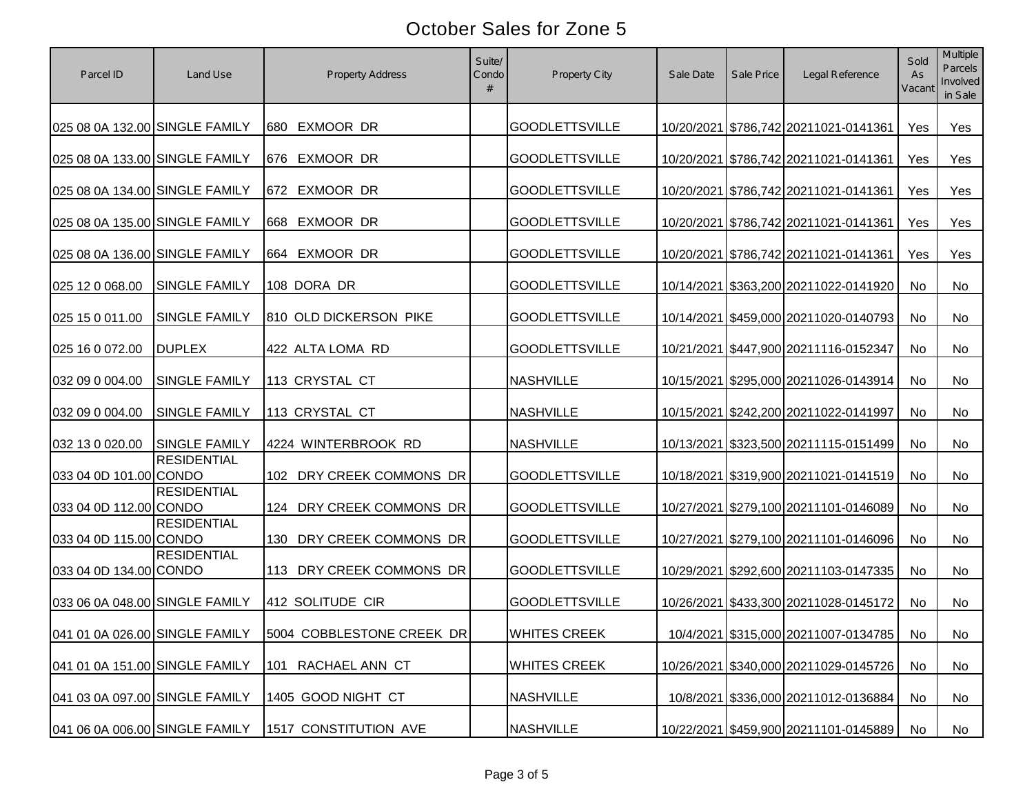# October Sales for Zone 5

| Parcel ID | Land Use | Property Address | Suite/ Condo # | Property City | Sale Date | Sale Price | Legal Reference | Sold As Vacant | Multiple Parcels Involved in Sale |
|---|---|---|---|---|---|---|---|---|---|
| 025 08 0A 132.00 | SINGLE FAMILY | 680 EXMOOR DR | | GOODLETTSVILLE | 10/20/2021 | $786,742 | 20211021-0141361 | Yes | Yes |
| 025 08 0A 133.00 | SINGLE FAMILY | 676 EXMOOR DR | | GOODLETTSVILLE | 10/20/2021 | $786,742 | 20211021-0141361 | Yes | Yes |
| 025 08 0A 134.00 | SINGLE FAMILY | 672 EXMOOR DR | | GOODLETTSVILLE | 10/20/2021 | $786,742 | 20211021-0141361 | Yes | Yes |
| 025 08 0A 135.00 | SINGLE FAMILY | 668 EXMOOR DR | | GOODLETTSVILLE | 10/20/2021 | $786,742 | 20211021-0141361 | Yes | Yes |
| 025 08 0A 136.00 | SINGLE FAMILY | 664 EXMOOR DR | | GOODLETTSVILLE | 10/20/2021 | $786,742 | 20211021-0141361 | Yes | Yes |
| 025 12 0 068.00 | SINGLE FAMILY | 108 DORA DR | | GOODLETTSVILLE | 10/14/2021 | $363,200 | 20211022-0141920 | No | No |
| 025 15 0 011.00 | SINGLE FAMILY | 810 OLD DICKERSON PIKE | | GOODLETTSVILLE | 10/14/2021 | $459,000 | 20211020-0140793 | No | No |
| 025 16 0 072.00 | DUPLEX | 422 ALTA LOMA RD | | GOODLETTSVILLE | 10/21/2021 | $447,900 | 20211116-0152347 | No | No |
| 032 09 0 004.00 | SINGLE FAMILY | 113 CRYSTAL CT | | NASHVILLE | 10/15/2021 | $295,000 | 20211026-0143914 | No | No |
| 032 09 0 004.00 | SINGLE FAMILY | 113 CRYSTAL CT | | NASHVILLE | 10/15/2021 | $242,200 | 20211022-0141997 | No | No |
| 032 13 0 020.00 | SINGLE FAMILY | 4224 WINTERBROOK RD | | NASHVILLE | 10/13/2021 | $323,500 | 20211115-0151499 | No | No |
| 033 04 0D 101.00 | RESIDENTIAL CONDO | 102 DRY CREEK COMMONS DR | | GOODLETTSVILLE | 10/18/2021 | $319,900 | 20211021-0141519 | No | No |
| 033 04 0D 112.00 | RESIDENTIAL CONDO | 124 DRY CREEK COMMONS DR | | GOODLETTSVILLE | 10/27/2021 | $279,100 | 20211101-0146089 | No | No |
| 033 04 0D 115.00 | RESIDENTIAL CONDO | 130 DRY CREEK COMMONS DR | | GOODLETTSVILLE | 10/27/2021 | $279,100 | 20211101-0146096 | No | No |
| 033 04 0D 134.00 | RESIDENTIAL CONDO | 113 DRY CREEK COMMONS DR | | GOODLETTSVILLE | 10/29/2021 | $292,600 | 20211103-0147335 | No | No |
| 033 06 0A 048.00 | SINGLE FAMILY | 412 SOLITUDE CIR | | GOODLETTSVILLE | 10/26/2021 | $433,300 | 20211028-0145172 | No | No |
| 041 01 0A 026.00 | SINGLE FAMILY | 5004 COBBLESTONE CREEK DR | | WHITES CREEK | 10/4/2021 | $315,000 | 20211007-0134785 | No | No |
| 041 01 0A 151.00 | SINGLE FAMILY | 101 RACHAEL ANN CT | | WHITES CREEK | 10/26/2021 | $340,000 | 20211029-0145726 | No | No |
| 041 03 0A 097.00 | SINGLE FAMILY | 1405 GOOD NIGHT CT | | NASHVILLE | 10/8/2021 | $336,000 | 20211012-0136884 | No | No |
| 041 06 0A 006.00 | SINGLE FAMILY | 1517 CONSTITUTION AVE | | NASHVILLE | 10/22/2021 | $459,900 | 20211101-0145889 | No | No |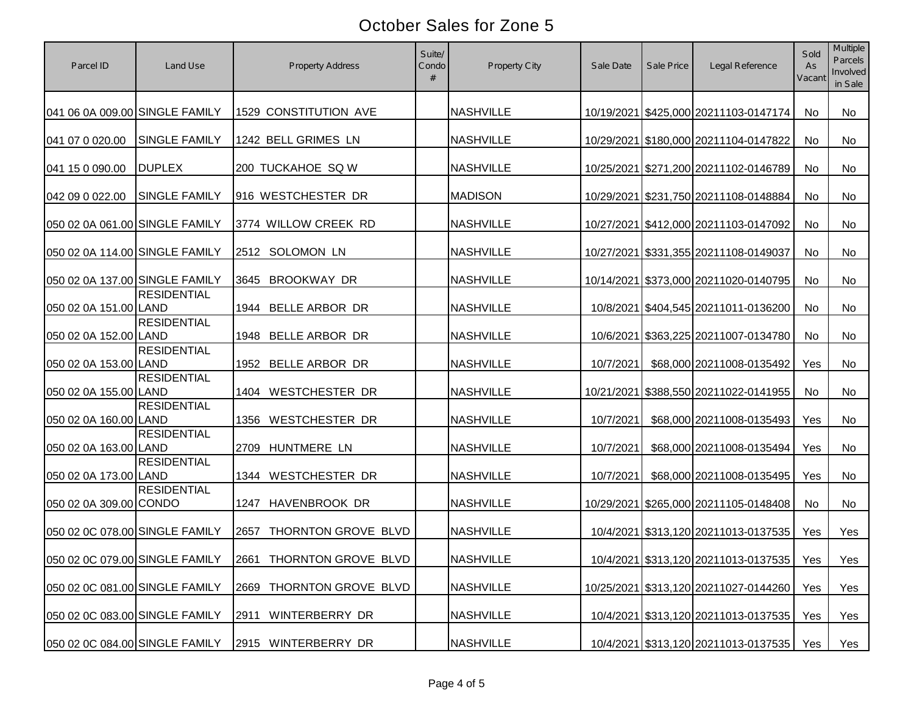# October Sales for Zone 5

| Parcel ID | Land Use | Property Address | Suite/ Condo # | Property City | Sale Date | Sale Price | Legal Reference | Sold As Vacant | Multiple Parcels Involved in Sale |
|---|---|---|---|---|---|---|---|---|---|
| 041 06 0A 009.00 | SINGLE FAMILY | 1529 CONSTITUTION AVE | | NASHVILLE | 10/19/2021 | $425,000 | 20211103-0147174 | No | No |
| 041 07 0 020.00 | SINGLE FAMILY | 1242 BELL GRIMES LN | | NASHVILLE | 10/29/2021 | $180,000 | 20211104-0147822 | No | No |
| 041 15 0 090.00 | DUPLEX | 200 TUCKAHOE SQ W | | NASHVILLE | 10/25/2021 | $271,200 | 20211102-0146789 | No | No |
| 042 09 0 022.00 | SINGLE FAMILY | 916 WESTCHESTER DR | | MADISON | 10/29/2021 | $231,750 | 20211108-0148884 | No | No |
| 050 02 0A 061.00 | SINGLE FAMILY | 3774 WILLOW CREEK RD | | NASHVILLE | 10/27/2021 | $412,000 | 20211103-0147092 | No | No |
| 050 02 0A 114.00 | SINGLE FAMILY | 2512 SOLOMON LN | | NASHVILLE | 10/27/2021 | $331,355 | 20211108-0149037 | No | No |
| 050 02 0A 137.00 | SINGLE FAMILY | 3645 BROOKWAY DR | | NASHVILLE | 10/14/2021 | $373,000 | 20211020-0140795 | No | No |
| 050 02 0A 151.00 | RESIDENTIAL LAND | 1944 BELLE ARBOR DR | | NASHVILLE | 10/8/2021 | $404,545 | 20211011-0136200 | No | No |
| 050 02 0A 152.00 | RESIDENTIAL LAND | 1948 BELLE ARBOR DR | | NASHVILLE | 10/6/2021 | $363,225 | 20211007-0134780 | No | No |
| 050 02 0A 153.00 | RESIDENTIAL LAND | 1952 BELLE ARBOR DR | | NASHVILLE | 10/7/2021 | $68,000 | 20211008-0135492 | Yes | No |
| 050 02 0A 155.00 | RESIDENTIAL LAND | 1404 WESTCHESTER DR | | NASHVILLE | 10/21/2021 | $388,550 | 20211022-0141955 | No | No |
| 050 02 0A 160.00 | RESIDENTIAL LAND | 1356 WESTCHESTER DR | | NASHVILLE | 10/7/2021 | $68,000 | 20211008-0135493 | Yes | No |
| 050 02 0A 163.00 | RESIDENTIAL LAND | 2709 HUNTMERE LN | | NASHVILLE | 10/7/2021 | $68,000 | 20211008-0135494 | Yes | No |
| 050 02 0A 173.00 | RESIDENTIAL LAND | 1344 WESTCHESTER DR | | NASHVILLE | 10/7/2021 | $68,000 | 20211008-0135495 | Yes | No |
| 050 02 0A 309.00 | RESIDENTIAL CONDO | 1247 HAVENBROOK DR | | NASHVILLE | 10/29/2021 | $265,000 | 20211105-0148408 | No | No |
| 050 02 0C 078.00 | SINGLE FAMILY | 2657 THORNTON GROVE BLVD | | NASHVILLE | 10/4/2021 | $313,120 | 20211013-0137535 | Yes | Yes |
| 050 02 0C 079.00 | SINGLE FAMILY | 2661 THORNTON GROVE BLVD | | NASHVILLE | 10/4/2021 | $313,120 | 20211013-0137535 | Yes | Yes |
| 050 02 0C 081.00 | SINGLE FAMILY | 2669 THORNTON GROVE BLVD | | NASHVILLE | 10/25/2021 | $313,120 | 20211027-0144260 | Yes | Yes |
| 050 02 0C 083.00 | SINGLE FAMILY | 2911 WINTERBERRY DR | | NASHVILLE | 10/4/2021 | $313,120 | 20211013-0137535 | Yes | Yes |
| 050 02 0C 084.00 | SINGLE FAMILY | 2915 WINTERBERRY DR | | NASHVILLE | 10/4/2021 | $313,120 | 20211013-0137535 | Yes | Yes |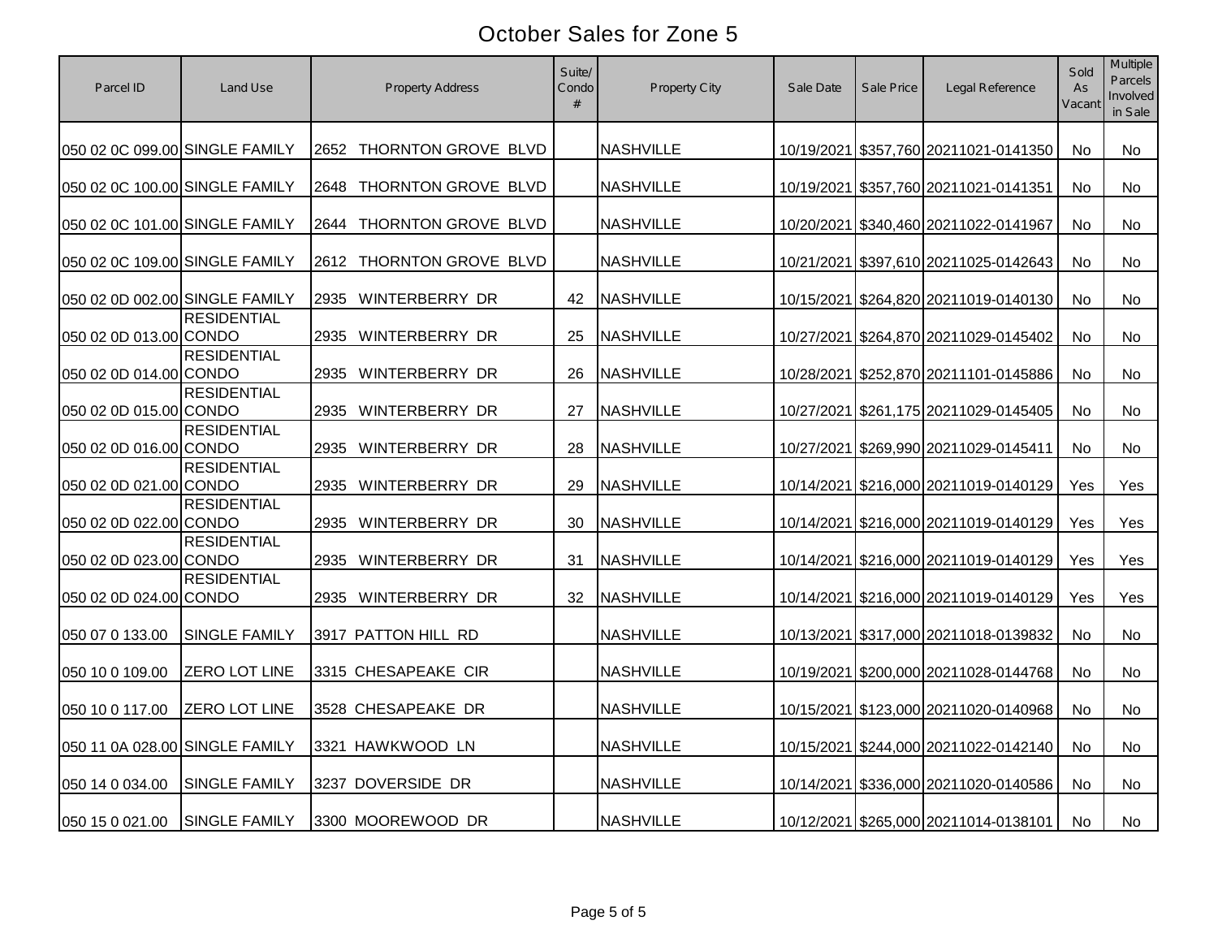# October Sales for Zone 5

| Parcel ID | Land Use | Property Address | Suite/ Condo # | Property City | Sale Date | Sale Price | Legal Reference | Sold As Vacant | Multiple Parcels Involved in Sale |
|---|---|---|---|---|---|---|---|---|---|
| 050 02 0C 099.00 | SINGLE FAMILY | 2652 THORNTON GROVE BLVD | | NASHVILLE | 10/19/2021 | $357,760 | 20211021-0141350 | No | No |
| 050 02 0C 100.00 | SINGLE FAMILY | 2648 THORNTON GROVE BLVD | | NASHVILLE | 10/19/2021 | $357,760 | 20211021-0141351 | No | No |
| 050 02 0C 101.00 | SINGLE FAMILY | 2644 THORNTON GROVE BLVD | | NASHVILLE | 10/20/2021 | $340,460 | 20211022-0141967 | No | No |
| 050 02 0C 109.00 | SINGLE FAMILY | 2612 THORNTON GROVE BLVD | | NASHVILLE | 10/21/2021 | $397,610 | 20211025-0142643 | No | No |
| 050 02 0D 002.00 | SINGLE FAMILY | 2935 WINTERBERRY DR | 42 | NASHVILLE | 10/15/2021 | $264,820 | 20211019-0140130 | No | No |
| 050 02 0D 013.00 | RESIDENTIAL CONDO | 2935 WINTERBERRY DR | 25 | NASHVILLE | 10/27/2021 | $264,870 | 20211029-0145402 | No | No |
| 050 02 0D 014.00 | RESIDENTIAL CONDO | 2935 WINTERBERRY DR | 26 | NASHVILLE | 10/28/2021 | $252,870 | 20211101-0145886 | No | No |
| 050 02 0D 015.00 | RESIDENTIAL CONDO | 2935 WINTERBERRY DR | 27 | NASHVILLE | 10/27/2021 | $261,175 | 20211029-0145405 | No | No |
| 050 02 0D 016.00 | RESIDENTIAL CONDO | 2935 WINTERBERRY DR | 28 | NASHVILLE | 10/27/2021 | $269,990 | 20211029-0145411 | No | No |
| 050 02 0D 021.00 | RESIDENTIAL CONDO | 2935 WINTERBERRY DR | 29 | NASHVILLE | 10/14/2021 | $216,000 | 20211019-0140129 | Yes | Yes |
| 050 02 0D 022.00 | RESIDENTIAL CONDO | 2935 WINTERBERRY DR | 30 | NASHVILLE | 10/14/2021 | $216,000 | 20211019-0140129 | Yes | Yes |
| 050 02 0D 023.00 | RESIDENTIAL CONDO | 2935 WINTERBERRY DR | 31 | NASHVILLE | 10/14/2021 | $216,000 | 20211019-0140129 | Yes | Yes |
| 050 02 0D 024.00 | RESIDENTIAL CONDO | 2935 WINTERBERRY DR | 32 | NASHVILLE | 10/14/2021 | $216,000 | 20211019-0140129 | Yes | Yes |
| 050 07 0 133.00 | SINGLE FAMILY | 3917 PATTON HILL RD | | NASHVILLE | 10/13/2021 | $317,000 | 20211018-0139832 | No | No |
| 050 10 0 109.00 | ZERO LOT LINE | 3315 CHESAPEAKE CIR | | NASHVILLE | 10/19/2021 | $200,000 | 20211028-0144768 | No | No |
| 050 10 0 117.00 | ZERO LOT LINE | 3528 CHESAPEAKE DR | | NASHVILLE | 10/15/2021 | $123,000 | 20211020-0140968 | No | No |
| 050 11 0A 028.00 | SINGLE FAMILY | 3321 HAWKWOOD LN | | NASHVILLE | 10/15/2021 | $244,000 | 20211022-0142140 | No | No |
| 050 14 0 034.00 | SINGLE FAMILY | 3237 DOVERSIDE DR | | NASHVILLE | 10/14/2021 | $336,000 | 20211020-0140586 | No | No |
| 050 15 0 021.00 | SINGLE FAMILY | 3300 MOOREWOOD DR | | NASHVILLE | 10/12/2021 | $265,000 | 20211014-0138101 | No | No |